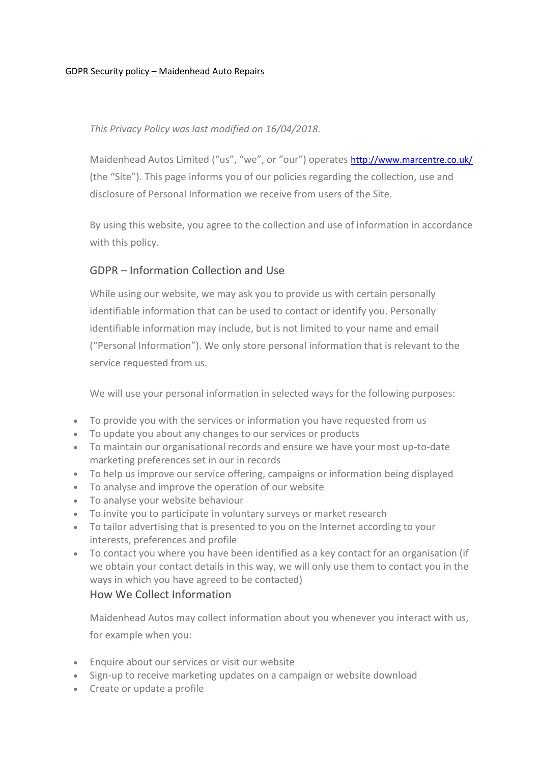GDPR Security policy – Maidenhead Auto Repairs

*This Privacy Policy was last modified on 16/04/2018.*

Maidenhead Autos Limited ("us", "we", or "our") operates http://www.marcentre.co.uk/ (the "Site"). This page informs you of our policies regarding the collection, use and disclosure of Personal Information we receive from users of the Site.

By using this website, you agree to the collection and use of information in accordance with this policy.

## GDPR – Information Collection and Use

While using our website, we may ask you to provide us with certain personally identifiable information that can be used to contact or identify you. Personally identifiable information may include, but is not limited to your name and email ("Personal Information"). We only store personal information that is relevant to the service requested from us.

We will use your personal information in selected ways for the following purposes:

- To provide you with the services or information you have requested from us
- To update you about any changes to our services or products
- To maintain our organisational records and ensure we have your most up-to-date marketing preferences set in our in records
- To help us improve our service offering, campaigns or information being displayed
- To analyse and improve the operation of our website
- To analyse your website behaviour
- To invite you to participate in voluntary surveys or market research
- To tailor advertising that is presented to you on the Internet according to your interests, preferences and profile
- To contact you where you have been identified as a key contact for an organisation (if we obtain your contact details in this way, we will only use them to contact you in the ways in which you have agreed to be contacted)

## How We Collect Information

Maidenhead Autos may collect information about you whenever you interact with us, for example when you:

- Enquire about our services or visit our website
- Sign-up to receive marketing updates on a campaign or website download
- Create or update a profile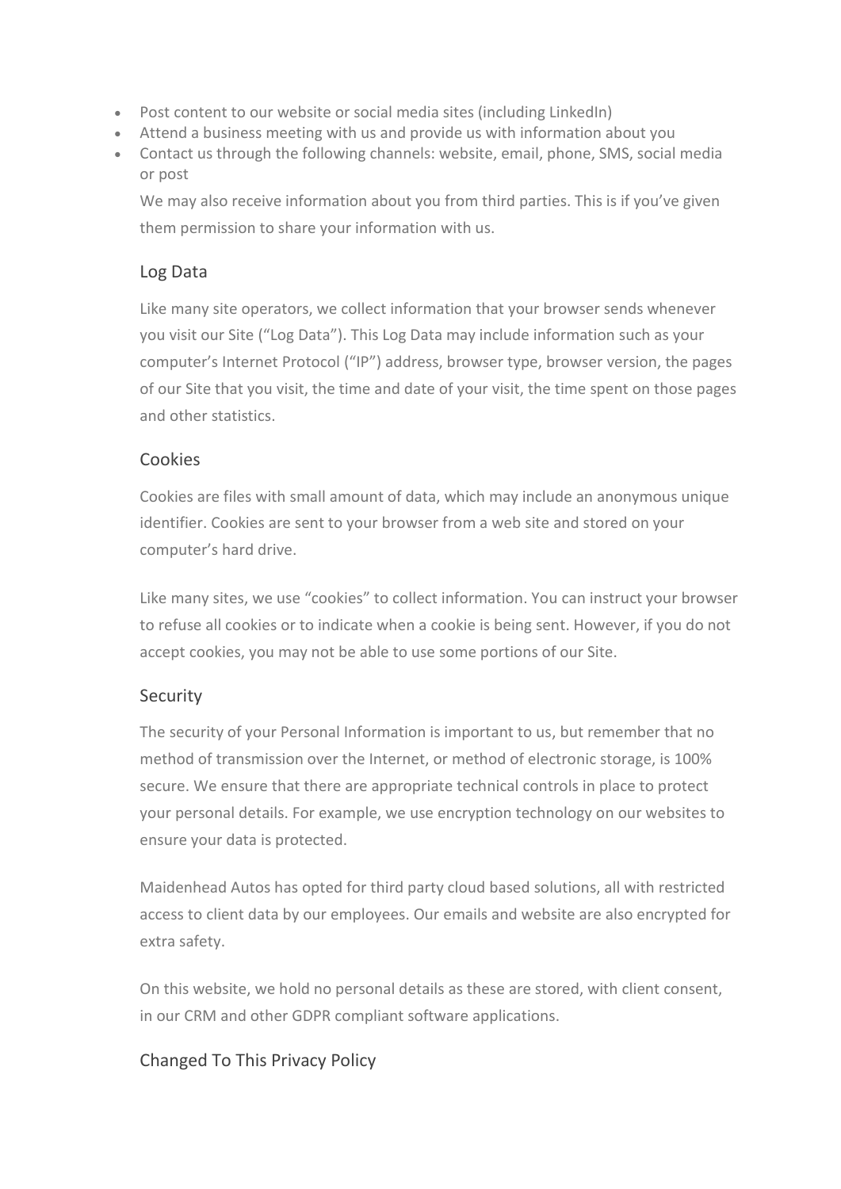- Post content to our website or social media sites (including LinkedIn)
- Attend a business meeting with us and provide us with information about you
- Contact us through the following channels: website, email, phone, SMS, social media or post

  We may also receive information about you from third parties. This is if you've given them permission to share your information with us.

## Log Data

Like many site operators, we collect information that your browser sends whenever you visit our Site ("Log Data"). This Log Data may include information such as your computer's Internet Protocol ("IP") address, browser type, browser version, the pages of our Site that you visit, the time and date of your visit, the time spent on those pages and other statistics.

## Cookies

Cookies are files with small amount of data, which may include an anonymous unique identifier. Cookies are sent to your browser from a web site and stored on your computer's hard drive.

Like many sites, we use "cookies" to collect information. You can instruct your browser to refuse all cookies or to indicate when a cookie is being sent. However, if you do not accept cookies, you may not be able to use some portions of our Site.

## Security

The security of your Personal Information is important to us, but remember that no method of transmission over the Internet, or method of electronic storage, is 100% secure. We ensure that there are appropriate technical controls in place to protect your personal details. For example, we use encryption technology on our websites to ensure your data is protected.

Maidenhead Autos has opted for third party cloud based solutions, all with restricted access to client data by our employees. Our emails and website are also encrypted for extra safety.

On this website, we hold no personal details as these are stored, with client consent, in our CRM and other GDPR compliant software applications.

## Changed To This Privacy Policy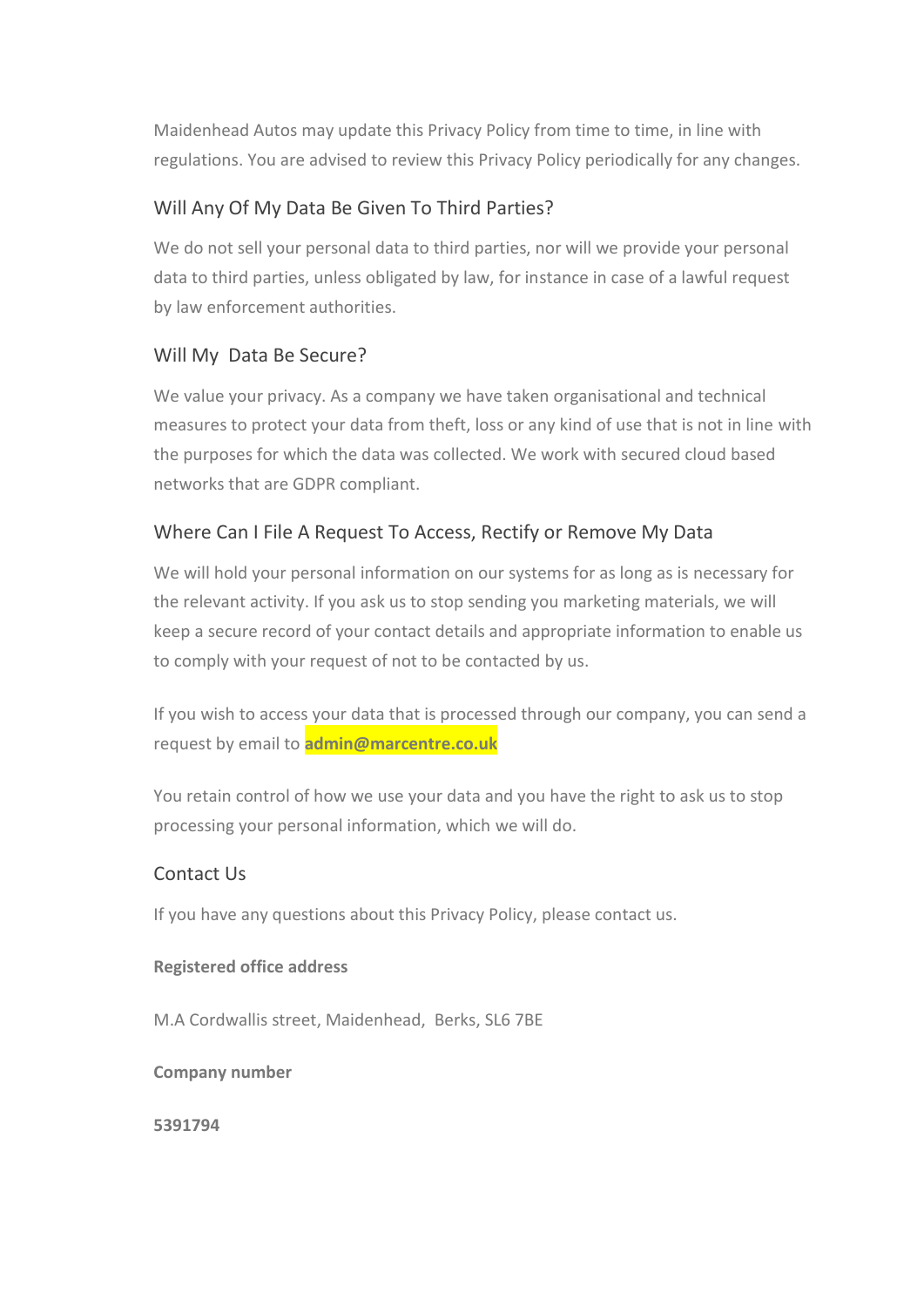Maidenhead Autos may update this Privacy Policy from time to time, in line with regulations. You are advised to review this Privacy Policy periodically for any changes.

## Will Any Of My Data Be Given To Third Parties?

We do not sell your personal data to third parties, nor will we provide your personal data to third parties, unless obligated by law, for instance in case of a lawful request by law enforcement authorities.

## Will My Data Be Secure?

We value your privacy. As a company we have taken organisational and technical measures to protect your data from theft, loss or any kind of use that is not in line with the purposes for which the data was collected. We work with secured cloud based networks that are GDPR compliant.

## Where Can I File A Request To Access, Rectify or Remove My Data

We will hold your personal information on our systems for as long as is necessary for the relevant activity. If you ask us to stop sending you marketing materials, we will keep a secure record of your contact details and appropriate information to enable us to comply with your request of not to be contacted by us.

If you wish to access your data that is processed through our company, you can send a request by email to **admin@marcentre.co.uk**

You retain control of how we use your data and you have the right to ask us to stop processing your personal information, which we will do.

## Contact Us

If you have any questions about this Privacy Policy, please contact us.

**Registered office address**

M.A Cordwallis street, Maidenhead, Berks, SL6 7BE

**Company number**

**5391794**